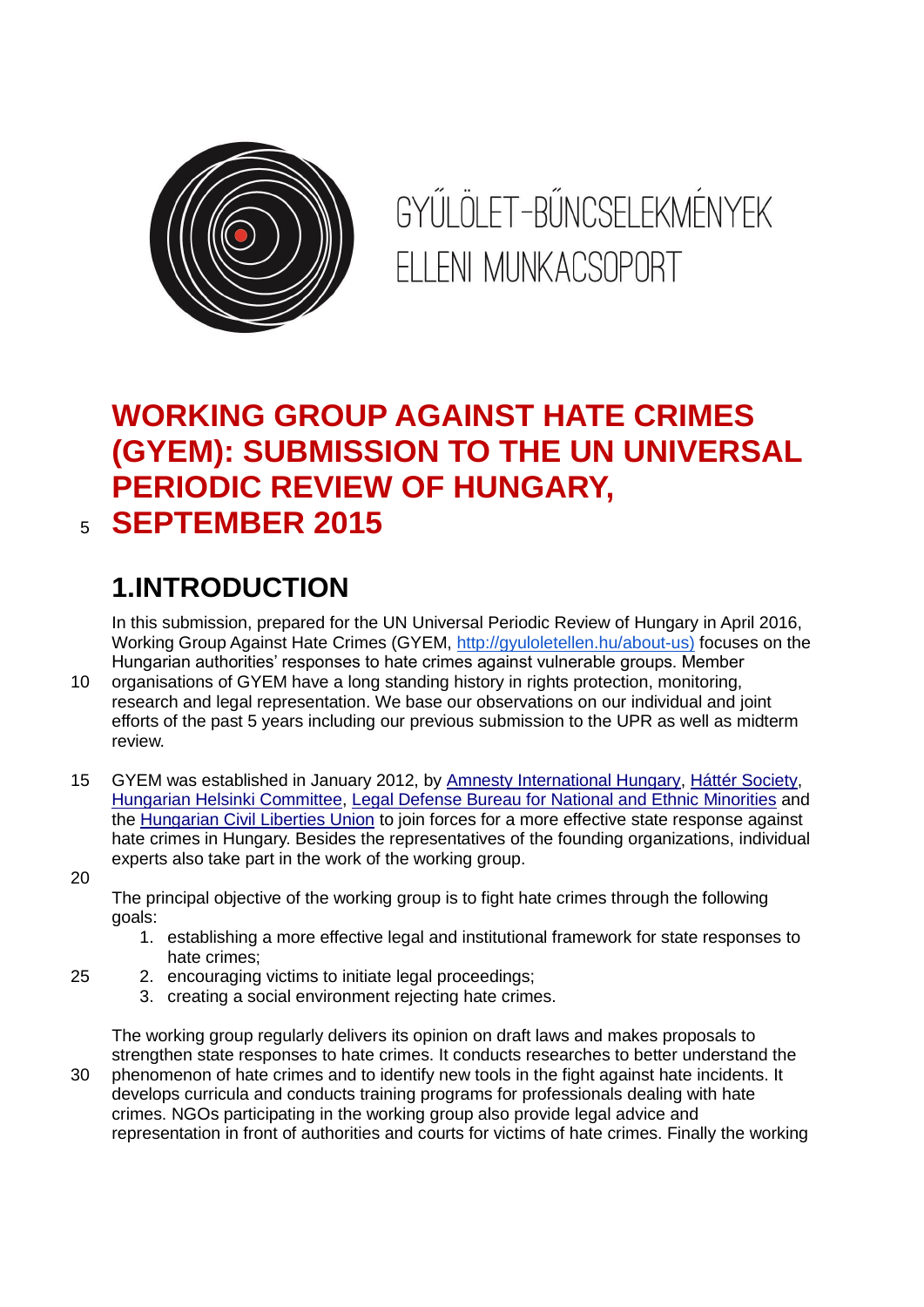GYŰLÖLET-BŰNCSELEKMÉNYEK ELLENI MUNKACSOPORT

# WORKING GROUP AGAINST HATE CRIMES (GYEM): SUBMISSION TO THE UN UNIVERSAL PERIODIC REVIEW OF HUNGARY, SEPTEMBER 2015

## 1.INTRODUCTION

In this submission, prepared for the UN Universal Periodic Review of Hungary in April 2016, Working Group Against Hate Crimes (GYEM, http://gyuloletellen.hu/about-us) focuses on the Hungarian authorities' responses to hate crimes against vulnerable groups. Member organisations of GYEM have a long standing history in rights protection, monitoring, research and legal representation. We base our observations on our individual and joint efforts of the past 5 years including our previous submission to the UPR as well as midterm review.

GYEM was established in January 2012, by Amnesty International Hungary, Háttér Society, Hungarian Helsinki Committee, Legal Defense Bureau for National and Ethnic Minorities and the Hungarian Civil Liberties Union to join forces for a more effective state response against hate crimes in Hungary. Besides the representatives of the founding organizations, individual experts also take part in the work of the working group.

The principal objective of the working group is to fight hate crimes through the following goals:

1. establishing a more effective legal and institutional framework for state responses to hate crimes;
2. encouraging victims to initiate legal proceedings;
3. creating a social environment rejecting hate crimes.

The working group regularly delivers its opinion on draft laws and makes proposals to strengthen state responses to hate crimes. It conducts researches to better understand the phenomenon of hate crimes and to identify new tools in the fight against hate incidents. It develops curricula and conducts training programs for professionals dealing with hate crimes. NGOs participating in the working group also provide legal advice and representation in front of authorities and courts for victims of hate crimes. Finally the working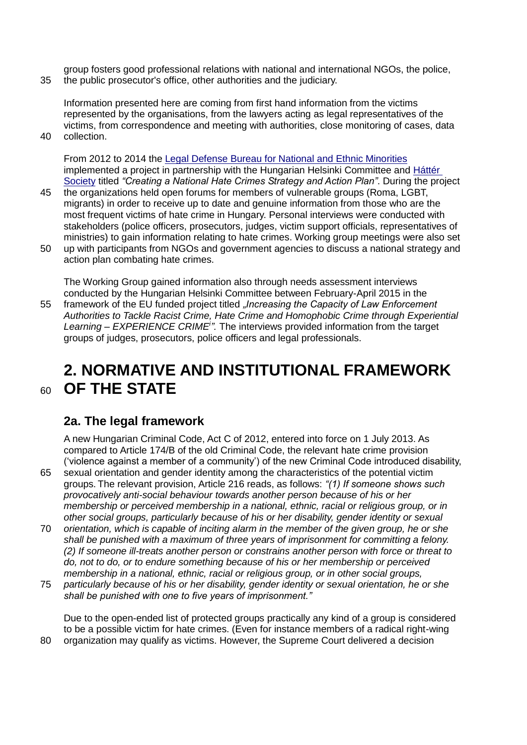group fosters good professional relations with national and international NGOs, the police, the public prosecutor's office, other authorities and the judiciary.

Information presented here are coming from first hand information from the victims represented by the organisations, from the lawyers acting as legal representatives of the victims, from correspondence and meeting with authorities, close monitoring of cases, data collection.

From 2012 to 2014 the Legal Defense Bureau for National and Ethnic Minorities implemented a project in partnership with the Hungarian Helsinki Committee and Háttér Society titled *"Creating a National Hate Crimes Strategy and Action Plan"*. During the project the organizations held open forums for members of vulnerable groups (Roma, LGBT, migrants) in order to receive up to date and genuine information from those who are the most frequent victims of hate crime in Hungary. Personal interviews were conducted with stakeholders (police officers, prosecutors, judges, victim support officials, representatives of ministries) to gain information relating to hate crimes. Working group meetings were also set up with participants from NGOs and government agencies to discuss a national strategy and action plan combating hate crimes.

The Working Group gained information also through needs assessment interviews conducted by the Hungarian Helsinki Committee between February-April 2015 in the framework of the EU funded project titled *„Increasing the Capacity of Law Enforcement Authorities to Tackle Racist Crime, Hate Crime and Homophobic Crime through Experiential Learning – EXPERIENCE CRIME[i]".* The interviews provided information from the target groups of judges, prosecutors, police officers and legal professionals.

# 2. NORMATIVE AND INSTITUTIONAL FRAMEWORK OF THE STATE

## 2a. The legal framework

A new Hungarian Criminal Code, Act C of 2012, entered into force on 1 July 2013. As compared to Article 174/B of the old Criminal Code, the relevant hate crime provision ('violence against a member of a community') of the new Criminal Code introduced disability, sexual orientation and gender identity among the characteristics of the potential victim groups. The relevant provision, Article 216 reads, as follows: *"(1) If someone shows such provocatively anti-social behaviour towards another person because of his or her membership or perceived membership in a national, ethnic, racial or religious group, or in other social groups, particularly because of his or her disability, gender identity or sexual orientation, which is capable of inciting alarm in the member of the given group, he or she shall be punished with a maximum of three years of imprisonment for committing a felony. (2) If someone ill-treats another person or constrains another person with force or threat to do, not to do, or to endure something because of his or her membership or perceived membership in a national, ethnic, racial or religious group, or in other social groups, particularly because of his or her disability, gender identity or sexual orientation, he or she shall be punished with one to five years of imprisonment."*

Due to the open-ended list of protected groups practically any kind of a group is considered to be a possible victim for hate crimes. (Even for instance members of a radical right-wing organization may qualify as victims. However, the Supreme Court delivered a decision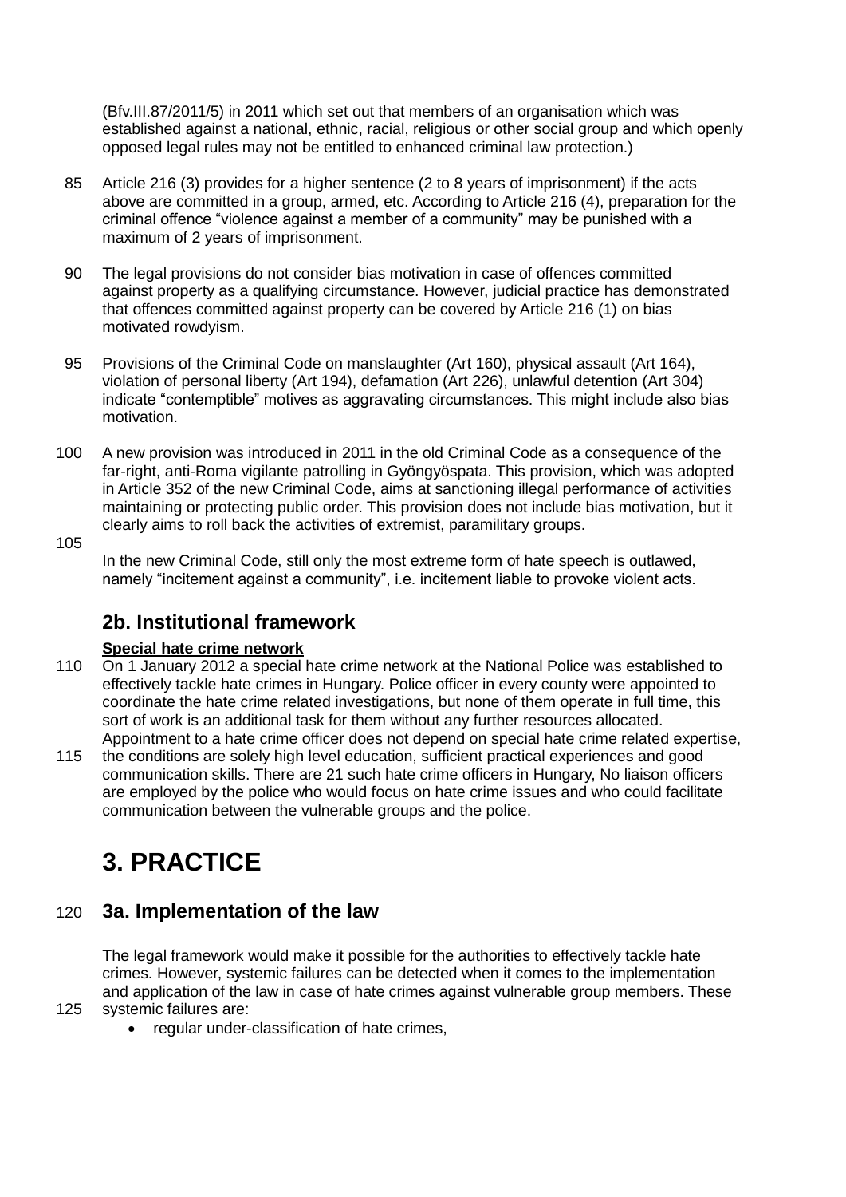(Bfv.III.87/2011/5) in 2011 which set out that members of an organisation which was established against a national, ethnic, racial, religious or other social group and which openly opposed legal rules may not be entitled to enhanced criminal law protection.)

Article 216 (3) provides for a higher sentence (2 to 8 years of imprisonment) if the acts above are committed in a group, armed, etc. According to Article 216 (4), preparation for the criminal offence "violence against a member of a community" may be punished with a maximum of 2 years of imprisonment.

The legal provisions do not consider bias motivation in case of offences committed against property as a qualifying circumstance. However, judicial practice has demonstrated that offences committed against property can be covered by Article 216 (1) on bias motivated rowdyism.

Provisions of the Criminal Code on manslaughter (Art 160), physical assault (Art 164), violation of personal liberty (Art 194), defamation (Art 226), unlawful detention (Art 304) indicate "contemptible" motives as aggravating circumstances. This might include also bias motivation.

A new provision was introduced in 2011 in the old Criminal Code as a consequence of the far-right, anti-Roma vigilante patrolling in Gyöngyöspata. This provision, which was adopted in Article 352 of the new Criminal Code, aims at sanctioning illegal performance of activities maintaining or protecting public order. This provision does not include bias motivation, but it clearly aims to roll back the activities of extremist, paramilitary groups.

In the new Criminal Code, still only the most extreme form of hate speech is outlawed, namely "incitement against a community", i.e. incitement liable to provoke violent acts.

## 2b. Institutional framework

**Special hate crime network**

On 1 January 2012 a special hate crime network at the National Police was established to effectively tackle hate crimes in Hungary. Police officer in every county were appointed to coordinate the hate crime related investigations, but none of them operate in full time, this sort of work is an additional task for them without any further resources allocated. Appointment to a hate crime officer does not depend on special hate crime related expertise, the conditions are solely high level education, sufficient practical experiences and good communication skills. There are 21 such hate crime officers in Hungary, No liaison officers are employed by the police who would focus on hate crime issues and who could facilitate communication between the vulnerable groups and the police.

# 3. PRACTICE

## 3a. Implementation of the law

The legal framework would make it possible for the authorities to effectively tackle hate crimes. However, systemic failures can be detected when it comes to the implementation and application of the law in case of hate crimes against vulnerable group members. These systemic failures are:

- regular under-classification of hate crimes,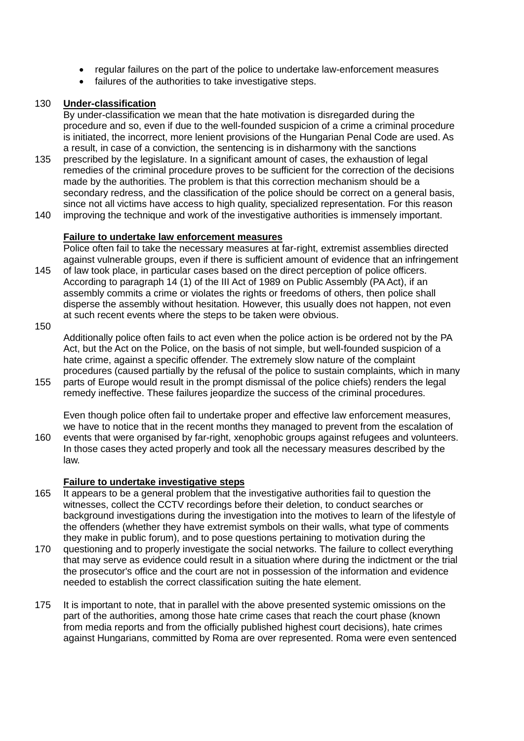- regular failures on the part of the police to undertake law-enforcement measures
- failures of the authorities to take investigative steps.

**Under-classification**

By under-classification we mean that the hate motivation is disregarded during the procedure and so, even if due to the well-founded suspicion of a crime a criminal procedure is initiated, the incorrect, more lenient provisions of the Hungarian Penal Code are used. As a result, in case of a conviction, the sentencing is in disharmony with the sanctions prescribed by the legislature. In a significant amount of cases, the exhaustion of legal remedies of the criminal procedure proves to be sufficient for the correction of the decisions made by the authorities. The problem is that this correction mechanism should be a secondary redress, and the classification of the police should be correct on a general basis, since not all victims have access to high quality, specialized representation. For this reason improving the technique and work of the investigative authorities is immensely important.

**Failure to undertake law enforcement measures**

Police often fail to take the necessary measures at far-right, extremist assemblies directed against vulnerable groups, even if there is sufficient amount of evidence that an infringement of law took place, in particular cases based on the direct perception of police officers. According to paragraph 14 (1) of the III Act of 1989 on Public Assembly (PA Act), if an assembly commits a crime or violates the rights or freedoms of others, then police shall disperse the assembly without hesitation. However, this usually does not happen, not even at such recent events where the steps to be taken were obvious.

Additionally police often fails to act even when the police action is be ordered not by the PA Act, but the Act on the Police, on the basis of not simple, but well-founded suspicion of a hate crime, against a specific offender. The extremely slow nature of the complaint procedures (caused partially by the refusal of the police to sustain complaints, which in many parts of Europe would result in the prompt dismissal of the police chiefs) renders the legal remedy ineffective. These failures jeopardize the success of the criminal procedures.

Even though police often fail to undertake proper and effective law enforcement measures, we have to notice that in the recent months they managed to prevent from the escalation of events that were organised by far-right, xenophobic groups against refugees and volunteers. In those cases they acted properly and took all the necessary measures described by the law.

**Failure to undertake investigative steps**

It appears to be a general problem that the investigative authorities fail to question the witnesses, collect the CCTV recordings before their deletion, to conduct searches or background investigations during the investigation into the motives to learn of the lifestyle of the offenders (whether they have extremist symbols on their walls, what type of comments they make in public forum), and to pose questions pertaining to motivation during the questioning and to properly investigate the social networks. The failure to collect everything that may serve as evidence could result in a situation where during the indictment or the trial the prosecutor's office and the court are not in possession of the information and evidence needed to establish the correct classification suiting the hate element.

It is important to note, that in parallel with the above presented systemic omissions on the part of the authorities, among those hate crime cases that reach the court phase (known from media reports and from the officially published highest court decisions), hate crimes against Hungarians, committed by Roma are over represented. Roma were even sentenced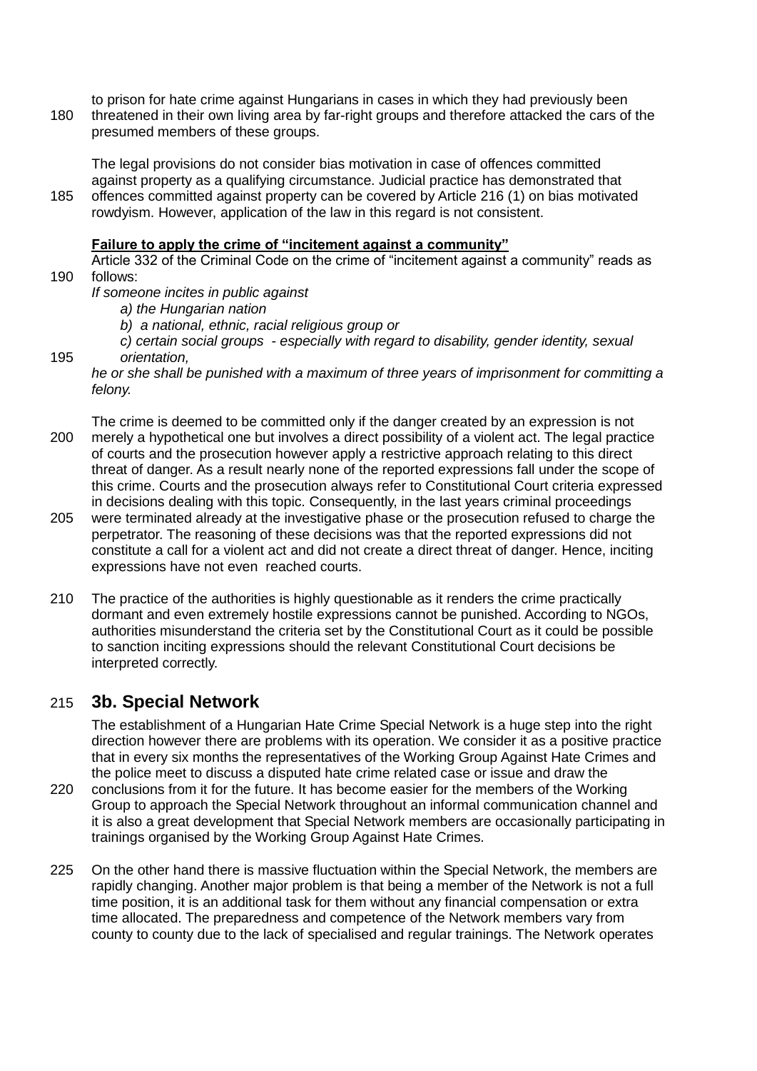to prison for hate crime against Hungarians in cases in which they had previously been threatened in their own living area by far-right groups and therefore attacked the cars of the presumed members of these groups.

The legal provisions do not consider bias motivation in case of offences committed against property as a qualifying circumstance. Judicial practice has demonstrated that offences committed against property can be covered by Article 216 (1) on bias motivated rowdyism. However, application of the law in this regard is not consistent.

**Failure to apply the crime of "incitement against a community"**

Article 332 of the Criminal Code on the crime of "incitement against a community" reads as follows:

*If someone incites in public against*

*a) the Hungarian nation*

*b) a national, ethnic, racial religious group or*

*c) certain social groups - especially with regard to disability, gender identity, sexual orientation,*

*he or she shall be punished with a maximum of three years of imprisonment for committing a felony.*

The crime is deemed to be committed only if the danger created by an expression is not merely a hypothetical one but involves a direct possibility of a violent act. The legal practice of courts and the prosecution however apply a restrictive approach relating to this direct threat of danger. As a result nearly none of the reported expressions fall under the scope of this crime. Courts and the prosecution always refer to Constitutional Court criteria expressed in decisions dealing with this topic. Consequently, in the last years criminal proceedings were terminated already at the investigative phase or the prosecution refused to charge the perpetrator. The reasoning of these decisions was that the reported expressions did not constitute a call for a violent act and did not create a direct threat of danger. Hence, inciting expressions have not even reached courts.

The practice of the authorities is highly questionable as it renders the crime practically dormant and even extremely hostile expressions cannot be punished. According to NGOs, authorities misunderstand the criteria set by the Constitutional Court as it could be possible to sanction inciting expressions should the relevant Constitutional Court decisions be interpreted correctly.

## 3b. Special Network

The establishment of a Hungarian Hate Crime Special Network is a huge step into the right direction however there are problems with its operation. We consider it as a positive practice that in every six months the representatives of the Working Group Against Hate Crimes and the police meet to discuss a disputed hate crime related case or issue and draw the conclusions from it for the future. It has become easier for the members of the Working Group to approach the Special Network throughout an informal communication channel and it is also a great development that Special Network members are occasionally participating in trainings organised by the Working Group Against Hate Crimes.

On the other hand there is massive fluctuation within the Special Network, the members are rapidly changing. Another major problem is that being a member of the Network is not a full time position, it is an additional task for them without any financial compensation or extra time allocated. The preparedness and competence of the Network members vary from county to county due to the lack of specialised and regular trainings. The Network operates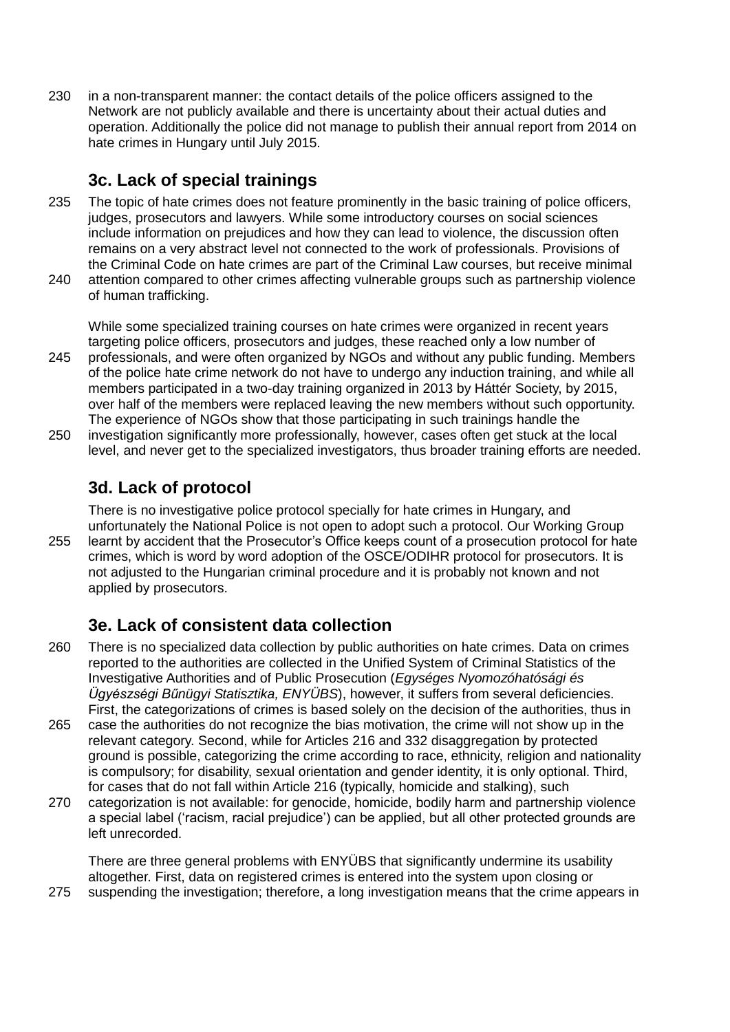in a non-transparent manner: the contact details of the police officers assigned to the Network are not publicly available and there is uncertainty about their actual duties and operation. Additionally the police did not manage to publish their annual report from 2014 on hate crimes in Hungary until July 2015.

### 3c. Lack of special trainings

The topic of hate crimes does not feature prominently in the basic training of police officers, judges, prosecutors and lawyers. While some introductory courses on social sciences include information on prejudices and how they can lead to violence, the discussion often remains on a very abstract level not connected to the work of professionals. Provisions of the Criminal Code on hate crimes are part of the Criminal Law courses, but receive minimal attention compared to other crimes affecting vulnerable groups such as partnership violence of human trafficking.

While some specialized training courses on hate crimes were organized in recent years targeting police officers, prosecutors and judges, these reached only a low number of professionals, and were often organized by NGOs and without any public funding. Members of the police hate crime network do not have to undergo any induction training, and while all members participated in a two-day training organized in 2013 by Háttér Society, by 2015, over half of the members were replaced leaving the new members without such opportunity. The experience of NGOs show that those participating in such trainings handle the investigation significantly more professionally, however, cases often get stuck at the local level, and never get to the specialized investigators, thus broader training efforts are needed.

### 3d. Lack of protocol

There is no investigative police protocol specially for hate crimes in Hungary, and unfortunately the National Police is not open to adopt such a protocol. Our Working Group learnt by accident that the Prosecutor's Office keeps count of a prosecution protocol for hate crimes, which is word by word adoption of the OSCE/ODIHR protocol for prosecutors. It is not adjusted to the Hungarian criminal procedure and it is probably not known and not applied by prosecutors.

### 3e. Lack of consistent data collection

There is no specialized data collection by public authorities on hate crimes. Data on crimes reported to the authorities are collected in the Unified System of Criminal Statistics of the Investigative Authorities and of Public Prosecution (*Egységes Nyomozóhatósági és Ügyészségi Bűnügyi Statisztika, ENYÜBS*), however, it suffers from several deficiencies. First, the categorizations of crimes is based solely on the decision of the authorities, thus in case the authorities do not recognize the bias motivation, the crime will not show up in the relevant category. Second, while for Articles 216 and 332 disaggregation by protected ground is possible, categorizing the crime according to race, ethnicity, religion and nationality is compulsory; for disability, sexual orientation and gender identity, it is only optional. Third, for cases that do not fall within Article 216 (typically, homicide and stalking), such categorization is not available: for genocide, homicide, bodily harm and partnership violence a special label ('racism, racial prejudice') can be applied, but all other protected grounds are left unrecorded.

There are three general problems with ENYÜBS that significantly undermine its usability altogether. First, data on registered crimes is entered into the system upon closing or suspending the investigation; therefore, a long investigation means that the crime appears in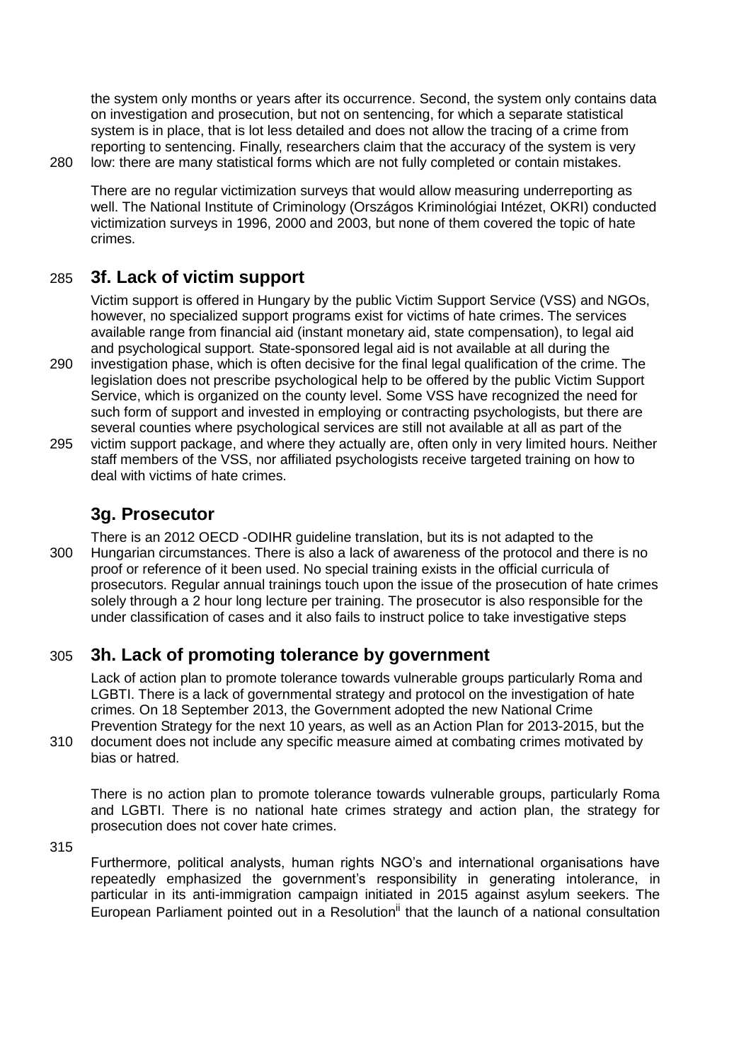the system only months or years after its occurrence. Second, the system only contains data on investigation and prosecution, but not on sentencing, for which a separate statistical system is in place, that is lot less detailed and does not allow the tracing of a crime from reporting to sentencing. Finally, researchers claim that the accuracy of the system is very low: there are many statistical forms which are not fully completed or contain mistakes.

There are no regular victimization surveys that would allow measuring underreporting as well. The National Institute of Criminology (Országos Kriminológiai Intézet, OKRI) conducted victimization surveys in 1996, 2000 and 2003, but none of them covered the topic of hate crimes.

## 3f. Lack of victim support

Victim support is offered in Hungary by the public Victim Support Service (VSS) and NGOs, however, no specialized support programs exist for victims of hate crimes. The services available range from financial aid (instant monetary aid, state compensation), to legal aid and psychological support. State-sponsored legal aid is not available at all during the investigation phase, which is often decisive for the final legal qualification of the crime. The legislation does not prescribe psychological help to be offered by the public Victim Support Service, which is organized on the county level. Some VSS have recognized the need for such form of support and invested in employing or contracting psychologists, but there are several counties where psychological services are still not available at all as part of the victim support package, and where they actually are, often only in very limited hours. Neither staff members of the VSS, nor affiliated psychologists receive targeted training on how to deal with victims of hate crimes.

## 3g. Prosecutor

There is an 2012 OECD -ODIHR guideline translation, but its is not adapted to the Hungarian circumstances. There is also a lack of awareness of the protocol and there is no proof or reference of it been used. No special training exists in the official curricula of prosecutors. Regular annual trainings touch upon the issue of the prosecution of hate crimes solely through a 2 hour long lecture per training. The prosecutor is also responsible for the under classification of cases and it also fails to instruct police to take investigative steps

## 3h. Lack of promoting tolerance by government

Lack of action plan to promote tolerance towards vulnerable groups particularly Roma and LGBTI. There is a lack of governmental strategy and protocol on the investigation of hate crimes. On 18 September 2013, the Government adopted the new National Crime Prevention Strategy for the next 10 years, as well as an Action Plan for 2013-2015, but the document does not include any specific measure aimed at combating crimes motivated by bias or hatred.

There is no action plan to promote tolerance towards vulnerable groups, particularly Roma and LGBTI. There is no national hate crimes strategy and action plan, the strategy for prosecution does not cover hate crimes.

Furthermore, political analysts, human rights NGO's and international organisations have repeatedly emphasized the government's responsibility in generating intolerance, in particular in its anti-immigration campaign initiated in 2015 against asylum seekers. The European Parliament pointed out in a Resolution[ii] that the launch of a national consultation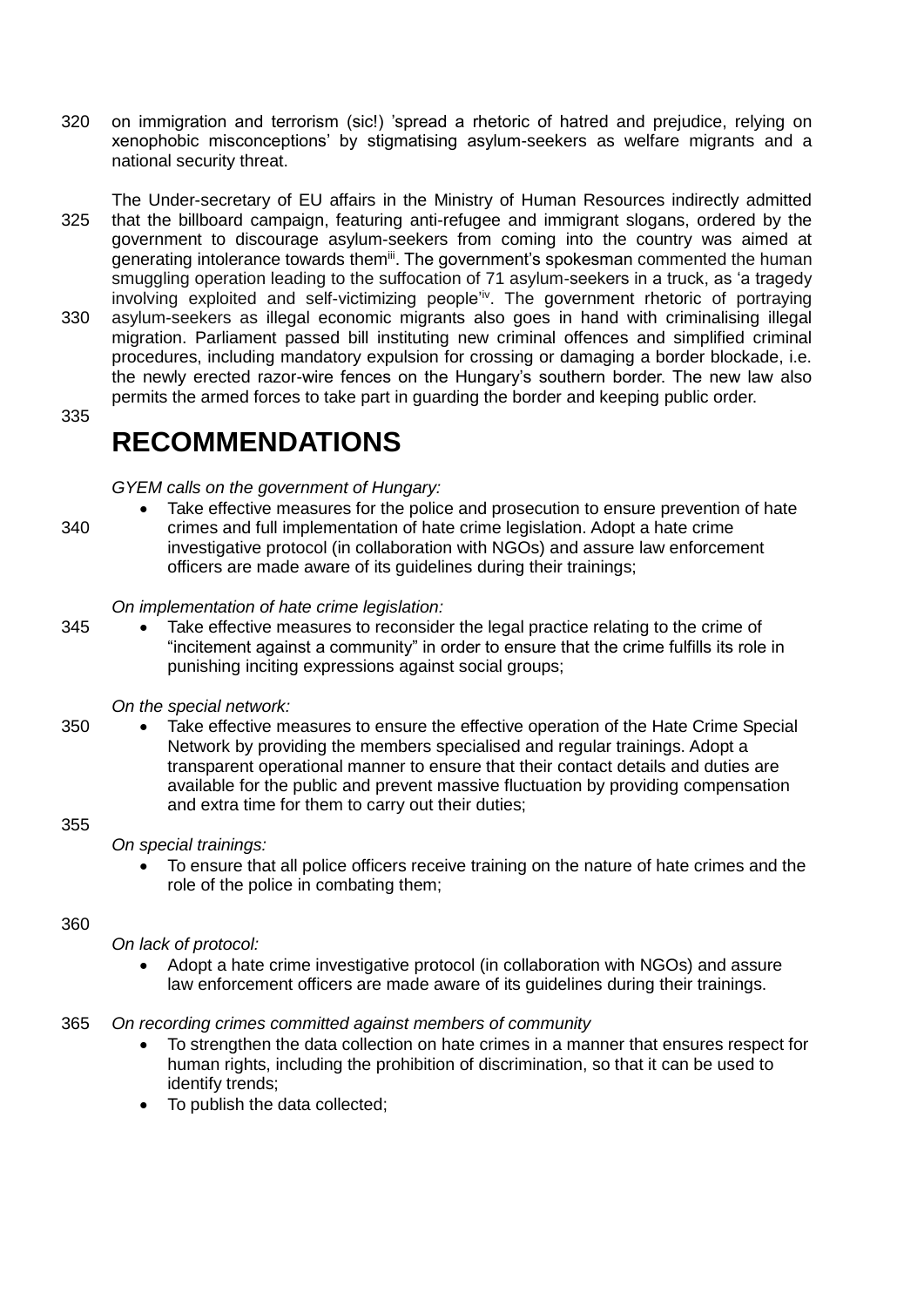on immigration and terrorism (sic!) 'spread a rhetoric of hatred and prejudice, relying on xenophobic misconceptions' by stigmatising asylum-seekers as welfare migrants and a national security threat.

The Under-secretary of EU affairs in the Ministry of Human Resources indirectly admitted that the billboard campaign, featuring anti-refugee and immigrant slogans, ordered by the government to discourage asylum-seekers from coming into the country was aimed at generating intolerance towards them[iii]. The government's spokesman commented the human smuggling operation leading to the suffocation of 71 asylum-seekers in a truck, as 'a tragedy involving exploited and self-victimizing people'[iv]. The government rhetoric of portraying asylum-seekers as illegal economic migrants also goes in hand with criminalising illegal migration. Parliament passed bill instituting new criminal offences and simplified criminal procedures, including mandatory expulsion for crossing or damaging a border blockade, i.e. the newly erected razor-wire fences on the Hungary's southern border. The new law also permits the armed forces to take part in guarding the border and keeping public order.

# RECOMMENDATIONS

*GYEM calls on the government of Hungary:*

- Take effective measures for the police and prosecution to ensure prevention of hate crimes and full implementation of hate crime legislation. Adopt a hate crime investigative protocol (in collaboration with NGOs) and assure law enforcement officers are made aware of its guidelines during their trainings;

*On implementation of hate crime legislation:*

- Take effective measures to reconsider the legal practice relating to the crime of "incitement against a community" in order to ensure that the crime fulfills its role in punishing inciting expressions against social groups;

*On the special network:*

- Take effective measures to ensure the effective operation of the Hate Crime Special Network by providing the members specialised and regular trainings. Adopt a transparent operational manner to ensure that their contact details and duties are available for the public and prevent massive fluctuation by providing compensation and extra time for them to carry out their duties;

*On special trainings:*

- To ensure that all police officers receive training on the nature of hate crimes and the role of the police in combating them;

*On lack of protocol:*

- Adopt a hate crime investigative protocol (in collaboration with NGOs) and assure law enforcement officers are made aware of its guidelines during their trainings.

*On recording crimes committed against members of community*

- To strengthen the data collection on hate crimes in a manner that ensures respect for human rights, including the prohibition of discrimination, so that it can be used to identify trends;
- To publish the data collected;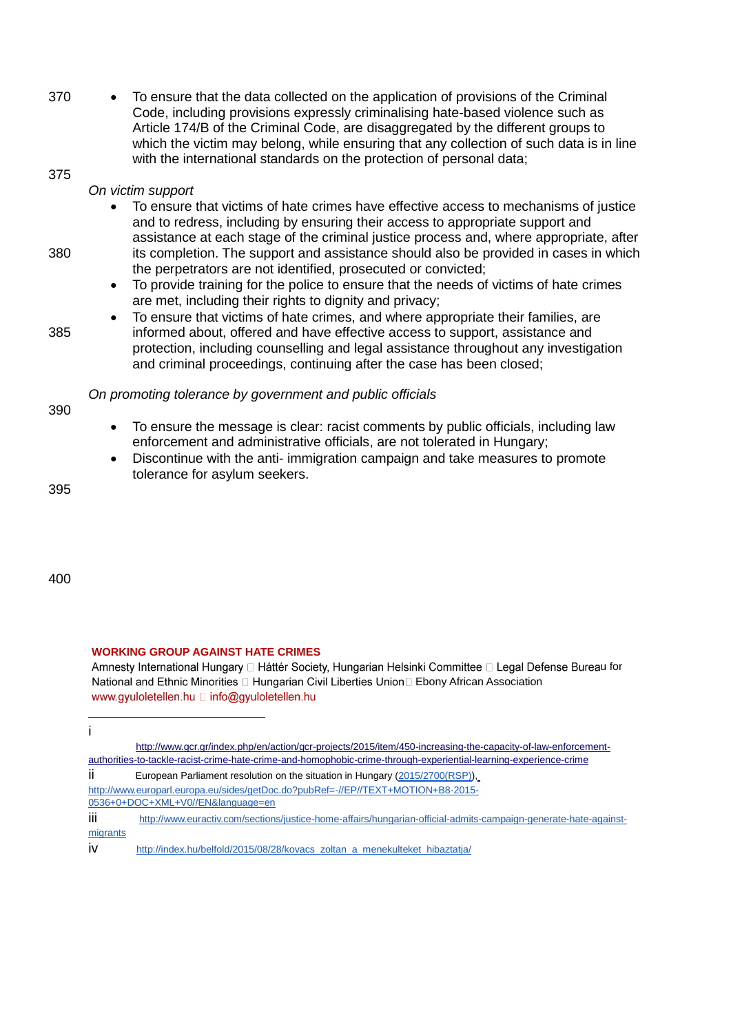- To ensure that the data collected on the application of provisions of the Criminal Code, including provisions expressly criminalising hate-based violence such as Article 174/B of the Criminal Code, are disaggregated by the different groups to which the victim may belong, while ensuring that any collection of such data is in line with the international standards on the protection of personal data;

*On victim support*

- To ensure that victims of hate crimes have effective access to mechanisms of justice and to redress, including by ensuring their access to appropriate support and assistance at each stage of the criminal justice process and, where appropriate, after its completion. The support and assistance should also be provided in cases in which the perpetrators are not identified, prosecuted or convicted;
- To provide training for the police to ensure that the needs of victims of hate crimes are met, including their rights to dignity and privacy;
- To ensure that victims of hate crimes, and where appropriate their families, are informed about, offered and have effective access to support, assistance and protection, including counselling and legal assistance throughout any investigation and criminal proceedings, continuing after the case has been closed;

*On promoting tolerance by government and public officials*

- To ensure the message is clear: racist comments by public officials, including law enforcement and administrative officials, are not tolerated in Hungary;
- Discontinue with the anti- immigration campaign and take measures to promote tolerance for asylum seekers.

**WORKING GROUP AGAINST HATE CRIMES**

Amnesty International Hungary  Háttér Society, Hungarian Helsinki Committee  Legal Defense Bureau for National and Ethnic Minorities  Hungarian Civil Liberties Union Ebony African Association

www.gyuloletellen.hu  info@gyuloletellen.hu

---

i http://www.gcr.gr/index.php/en/action/gcr-projects/2015/item/450-increasing-the-capacity-of-law-enforcement-authorities-to-tackle-racist-crime-hate-crime-and-homophobic-crime-through-experiential-learning-experience-crime

ii European Parliament resolution on the situation in Hungary (2015/2700(RSP)), http://www.europarl.europa.eu/sides/getDoc.do?pubRef=-//EP//TEXT+MOTION+B8-2015-0536+0+DOC+XML+V0//EN&language=en

iii http://www.euractiv.com/sections/justice-home-affairs/hungarian-official-admits-campaign-generate-hate-against-migrants

iv http://index.hu/belfold/2015/08/28/kovacs_zoltan_a_menekulteket_hibaztatja/